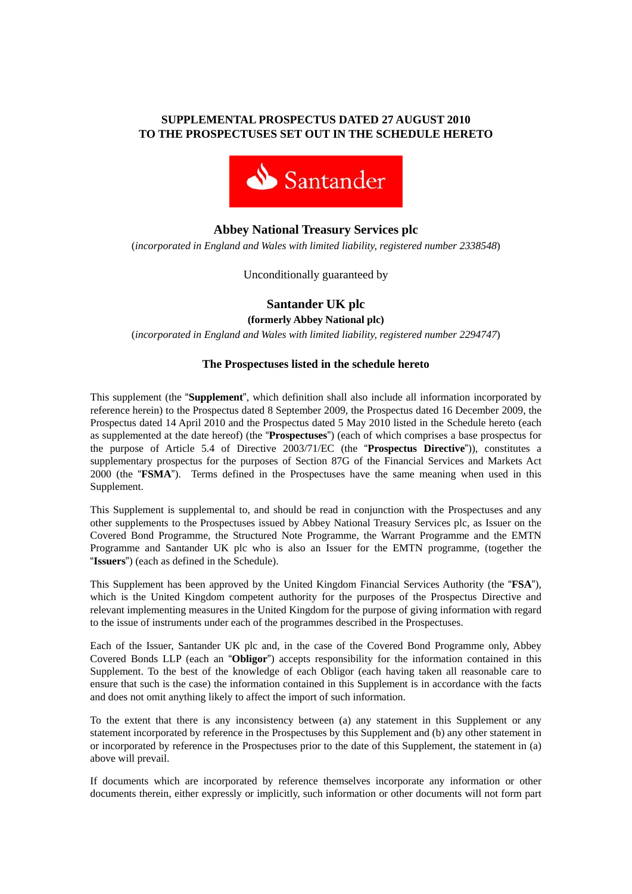**SUPPLEMENTAL PROSPECTUS DATED 27 AUGUST 2010**
**TO THE PROSPECTUSES SET OUT IN THE SCHEDULE HERETO**

Santander

## Abbey National Treasury Services plc

(*incorporated in England and Wales with limited liability, registered number 2338548*)

Unconditionally guaranteed by

## Santander UK plc

**(formerly Abbey National plc)**

(*incorporated in England and Wales with limited liability, registered number 2294747*)

### The Prospectuses listed in the schedule hereto

This supplement (the "**Supplement**", which definition shall also include all information incorporated by reference herein) to the Prospectus dated 8 September 2009, the Prospectus dated 16 December 2009, the Prospectus dated 14 April 2010 and the Prospectus dated 5 May 2010 listed in the Schedule hereto (each as supplemented at the date hereof) (the "**Prospectuses**") (each of which comprises a base prospectus for the purpose of Article 5.4 of Directive 2003/71/EC (the "**Prospectus Directive**")), constitutes a supplementary prospectus for the purposes of Section 87G of the Financial Services and Markets Act 2000 (the "**FSMA**"). Terms defined in the Prospectuses have the same meaning when used in this Supplement.

This Supplement is supplemental to, and should be read in conjunction with the Prospectuses and any other supplements to the Prospectuses issued by Abbey National Treasury Services plc, as Issuer on the Covered Bond Programme, the Structured Note Programme, the Warrant Programme and the EMTN Programme and Santander UK plc who is also an Issuer for the EMTN programme, (together the "**Issuers**") (each as defined in the Schedule).

This Supplement has been approved by the United Kingdom Financial Services Authority (the "**FSA**"), which is the United Kingdom competent authority for the purposes of the Prospectus Directive and relevant implementing measures in the United Kingdom for the purpose of giving information with regard to the issue of instruments under each of the programmes described in the Prospectuses.

Each of the Issuer, Santander UK plc and, in the case of the Covered Bond Programme only, Abbey Covered Bonds LLP (each an "**Obligor**") accepts responsibility for the information contained in this Supplement. To the best of the knowledge of each Obligor (each having taken all reasonable care to ensure that such is the case) the information contained in this Supplement is in accordance with the facts and does not omit anything likely to affect the import of such information.

To the extent that there is any inconsistency between (a) any statement in this Supplement or any statement incorporated by reference in the Prospectuses by this Supplement and (b) any other statement in or incorporated by reference in the Prospectuses prior to the date of this Supplement, the statement in (a) above will prevail.

If documents which are incorporated by reference themselves incorporate any information or other documents therein, either expressly or implicitly, such information or other documents will not form part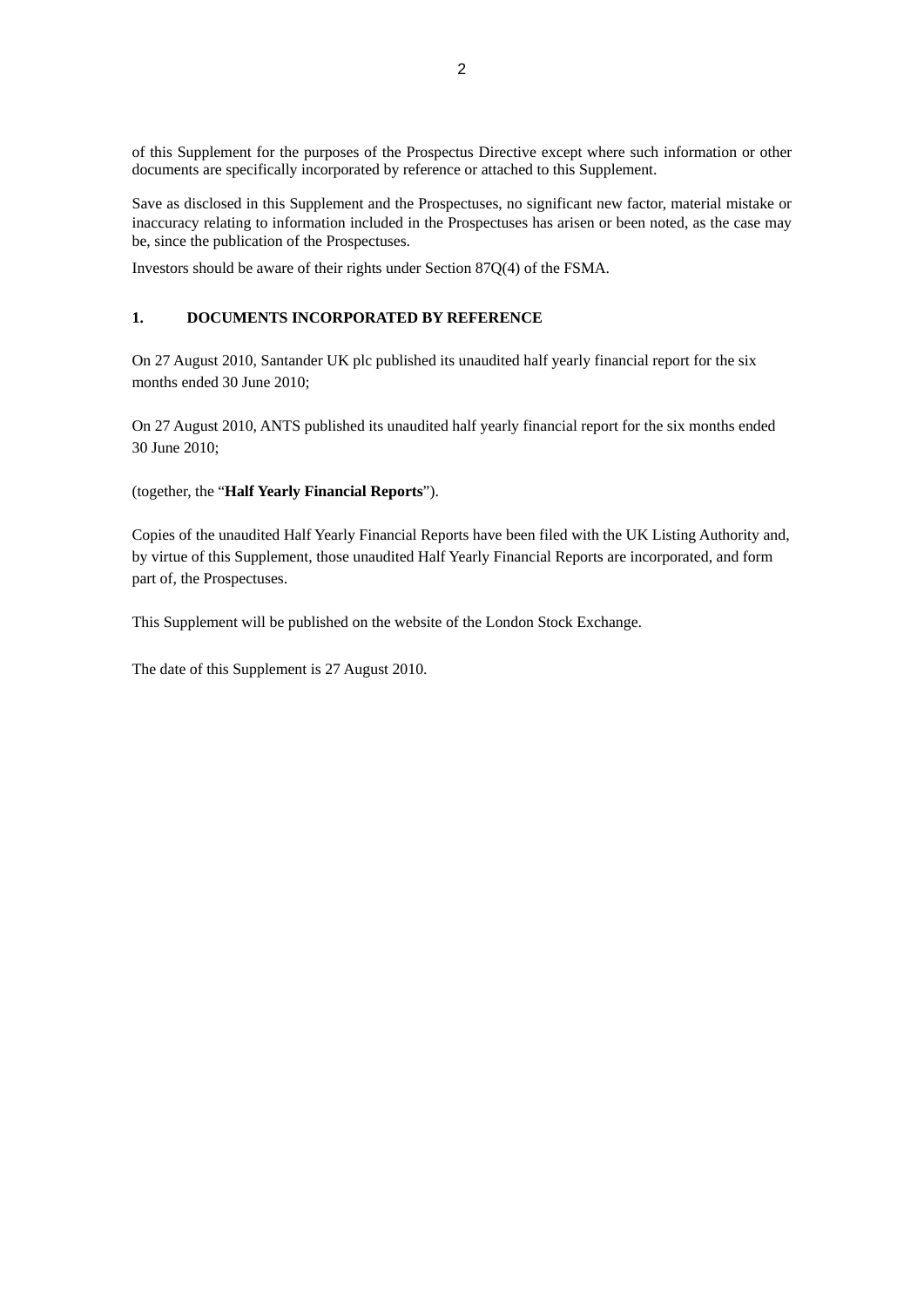of this Supplement for the purposes of the Prospectus Directive except where such information or other documents are specifically incorporated by reference or attached to this Supplement.

Save as disclosed in this Supplement and the Prospectuses, no significant new factor, material mistake or inaccuracy relating to information included in the Prospectuses has arisen or been noted, as the case may be, since the publication of the Prospectuses.

Investors should be aware of their rights under Section 87Q(4) of the FSMA.

## 1. DOCUMENTS INCORPORATED BY REFERENCE

On 27 August 2010, Santander UK plc published its unaudited half yearly financial report for the six months ended 30 June 2010;

On 27 August 2010, ANTS published its unaudited half yearly financial report for the six months ended 30 June 2010;

(together, the "**Half Yearly Financial Reports**").

Copies of the unaudited Half Yearly Financial Reports have been filed with the UK Listing Authority and, by virtue of this Supplement, those unaudited Half Yearly Financial Reports are incorporated, and form part of, the Prospectuses.

This Supplement will be published on the website of the London Stock Exchange.

The date of this Supplement is 27 August 2010.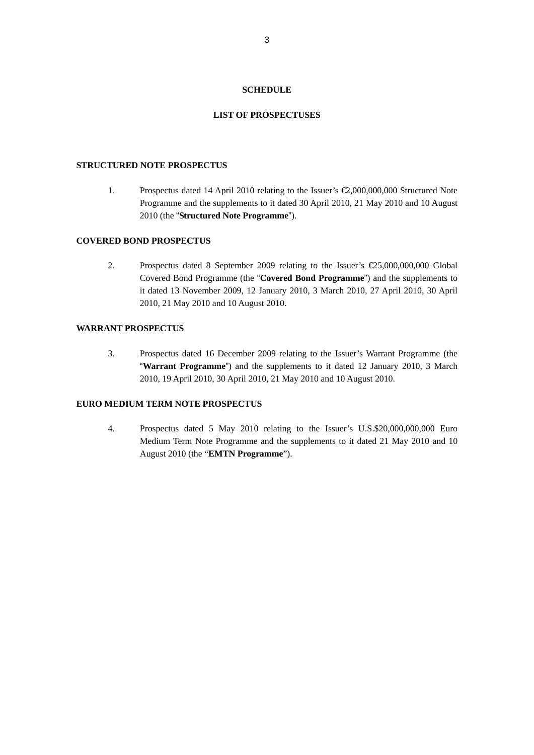# SCHEDULE

## LIST OF PROPECTUSES

### STRUCTURED NOTE PROSPECTUS

1. Prospectus dated 14 April 2010 relating to the Issuer's €2,000,000,000 Structured Note Programme and the supplements to it dated 30 April 2010, 21 May 2010 and 10 August 2010 (the "**Structured Note Programme**").

### COVERED BOND PROSPECTUS

2. Prospectus dated 8 September 2009 relating to the Issuer's €25,000,000,000 Global Covered Bond Programme (the "**Covered Bond Programme**") and the supplements to it dated 13 November 2009, 12 January 2010, 3 March 2010, 27 April 2010, 30 April 2010, 21 May 2010 and 10 August 2010.

### WARRANT PROSPECTUS

3. Prospectus dated 16 December 2009 relating to the Issuer's Warrant Programme (the "**Warrant Programme**") and the supplements to it dated 12 January 2010, 3 March 2010, 19 April 2010, 30 April 2010, 21 May 2010 and 10 August 2010.

### EURO MEDIUM TERM NOTE PROSPECTUS

4. Prospectus dated 5 May 2010 relating to the Issuer's U.S.$20,000,000,000 Euro Medium Term Note Programme and the supplements to it dated 21 May 2010 and 10 August 2010 (the "**EMTN Programme**").